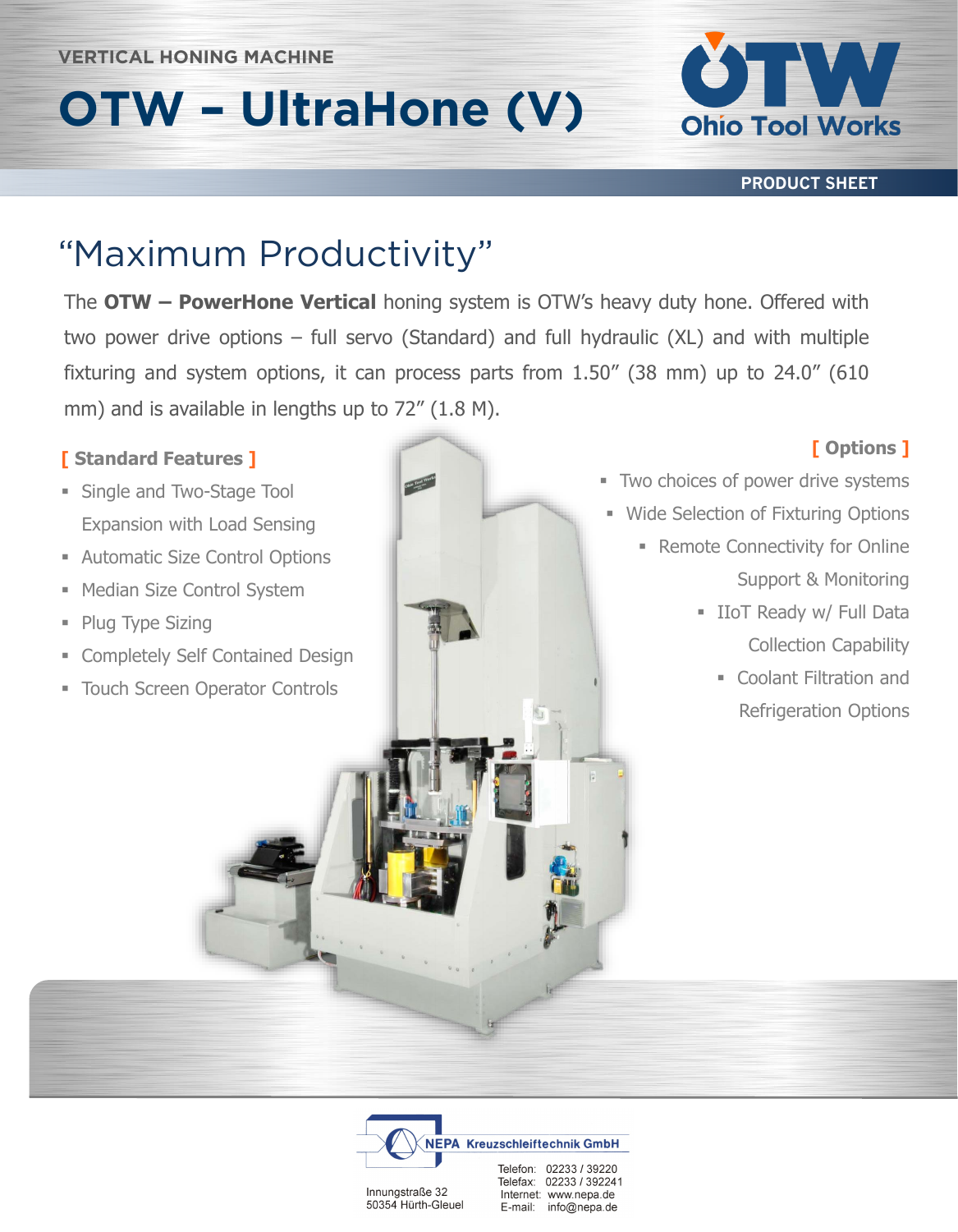VERTICAL HONING MACHINE

# OTW – UltraHone (V)

Ohio Tool Works

PRODUCT SHEET

## "Maximum Productivity"

The **OTW – PowerHone Vertical** honing system is OTW's heavy duty hone. Offered with two power drive options – full servo (Standard) and full hydraulic (XL) and with multiple fixturing and system options, it can process parts from 1.50" (38 mm) up to 24.0" (610 mm) and is available in lengths up to 72" (1.8 M).

### [ Standard Features ]

- Single and Two-Stage Tool Expansion with Load Sensing
- Automatic Size Control Options
- Median Size Control System
- Plug Type Sizing
- Completely Self Contained Design
- Touch Screen Operator Controls

### [ Options ]

- Two choices of power drive systems
- Wide Selection of Fixturing Options
- Remote Connectivity for Online Support & Monitoring
- IIoT Ready w/ Full Data Collection Capability
- Coolant Filtration and Refrigeration Options

NEPA Kreuzschleiftechnik GmbH

Innungstraße 32
50354 Hürth-Gleuel

Telefon: 02233 / 39220
Telefax: 02233 / 392241
Internet: www.nepa.de
E-mail: info@nepa.de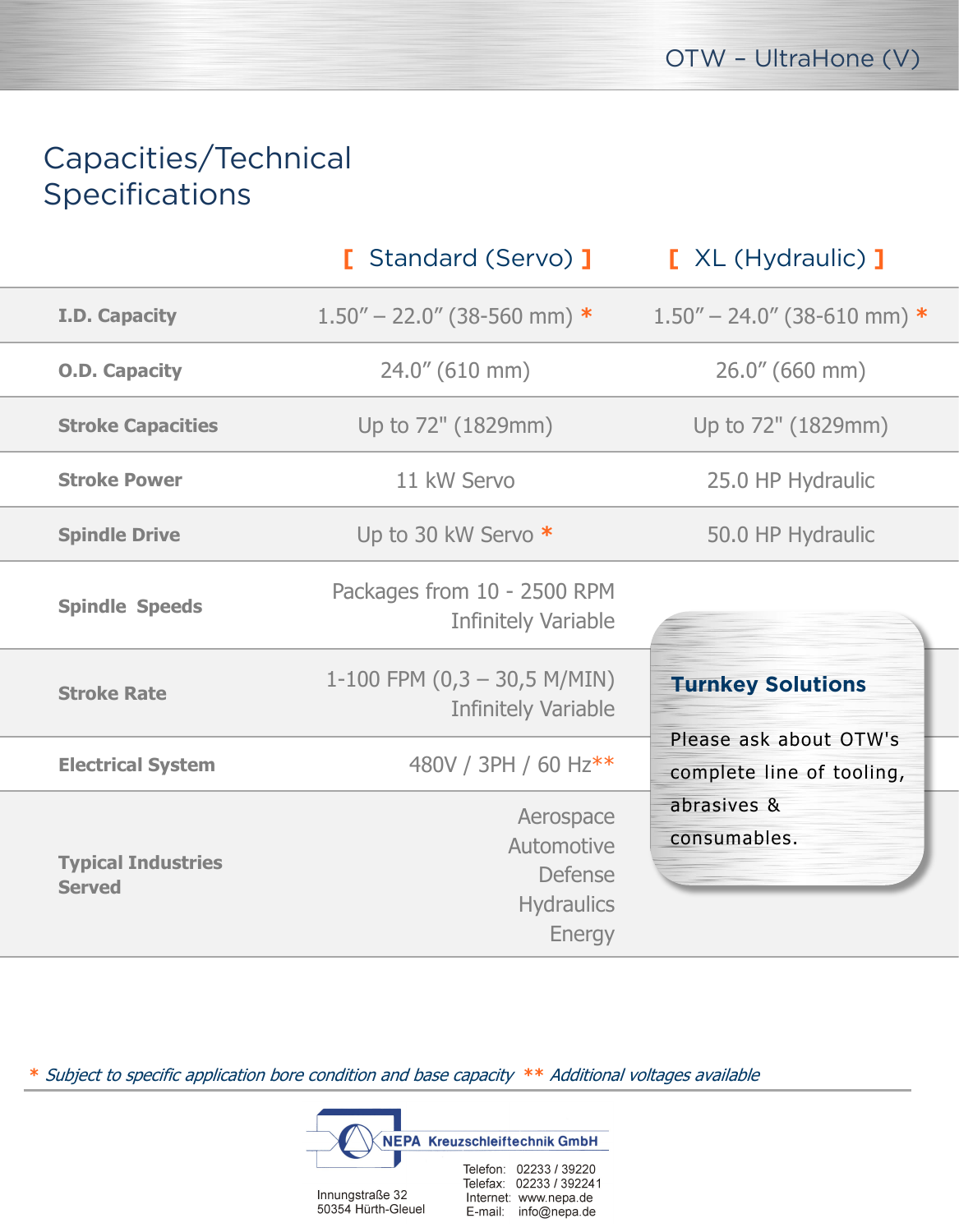# Capacities/Technical Specifications

| | [ Standard (Servo) ] | [ XL (Hydraulic) ] |
|---|---|---|
| **I.D. Capacity** | 1.50" – 22.0" (38-560 mm) * | 1.50" – 24.0" (38-610 mm) * |
| **O.D. Capacity** | 24.0" (610 mm) | 26.0" (660 mm) |
| **Stroke Capacities** | Up to 72" (1829mm) | Up to 72" (1829mm) |
| **Stroke Power** | 11 kW Servo | 25.0 HP Hydraulic |
| **Spindle Drive** | Up to 30 kW Servo * | 50.0 HP Hydraulic |
| **Spindle Speeds** | Packages from 10 - 2500 RPM Infinitely Variable | |
| **Stroke Rate** | 1-100 FPM (0,3 – 30,5 M/MIN) Infinitely Variable | |
| **Electrical System** | 480V / 3PH / 60 Hz** | |
| **Typical Industries Served** | Aerospace<br>Automotive<br>Defense<br>Hydraulics<br>Energy | |

**Turnkey Solutions**

Please ask about OTW's complete line of tooling, abrasives & consumables.

* *Subject to specific application bore condition and base capacity* ** *Additional voltages available*

NEPA Kreuzschleiftechnik GmbH

Innungstraße 32
50354 Hürth-Gleuel

Telefon: 02233 / 39220
Telefax: 02233 / 392241
Internet: www.nepa.de
E-mail: info@nepa.de